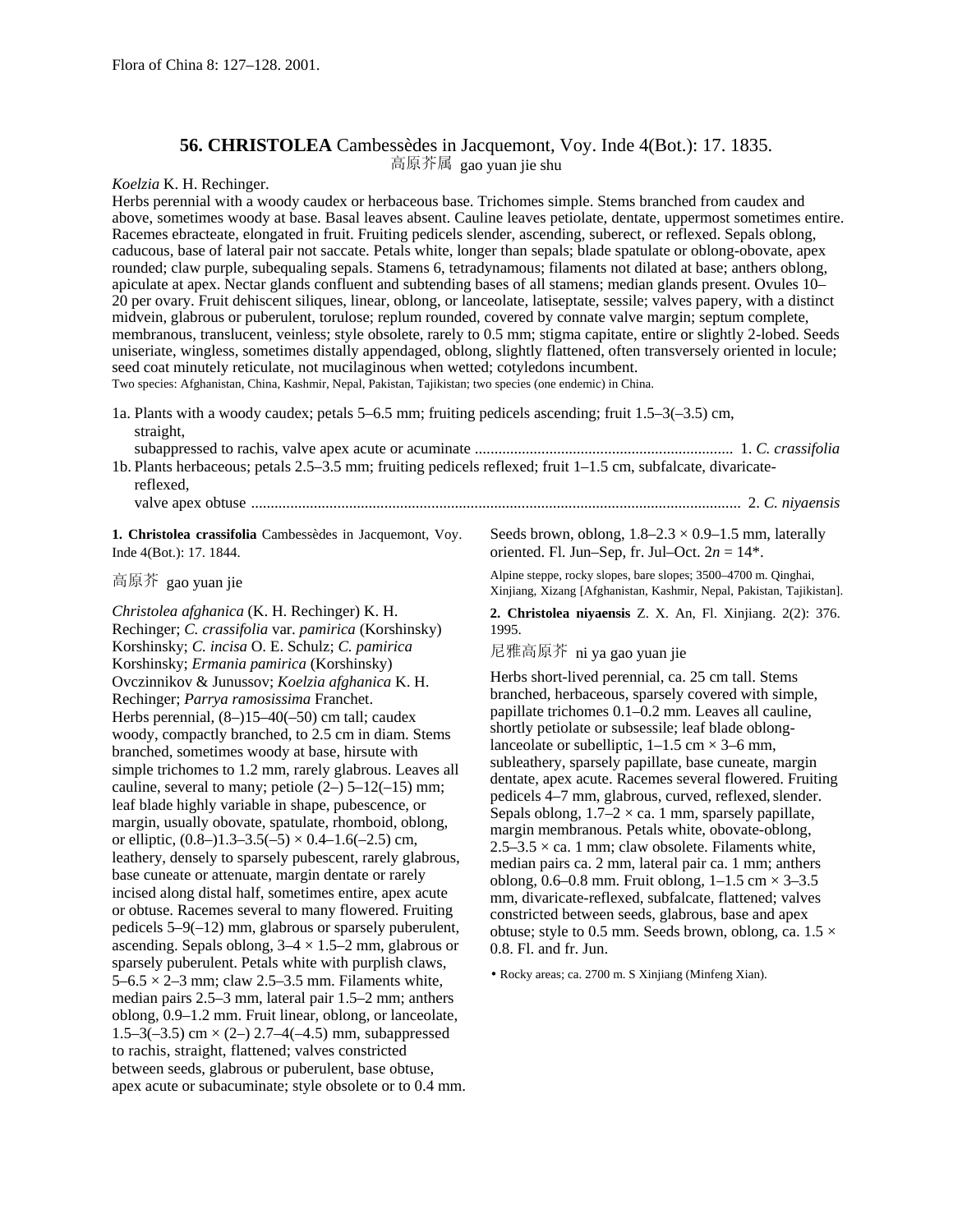Flora of China 8: 127–128. 2001.

## 56. CHRISTOLEA Cambessèdes in Jacquemont, Voy. Inde 4(Bot.): 17. 1835.

高原芥属 gao yuan jie shu

*Koelzia* K. H. Rechinger.

Herbs perennial with a woody caudex or herbaceous base. Trichomes simple. Stems branched from caudex and above, sometimes woody at base. Basal leaves absent. Cauline leaves petiolate, dentate, uppermost sometimes entire. Racemes ebracteate, elongated in fruit. Fruiting pedicels slender, ascending, suberect, or reflexed. Sepals oblong, caducous, base of lateral pair not saccate. Petals white, longer than sepals; blade spatulate or oblong-obovate, apex rounded; claw purple, subequaling sepals. Stamens 6, tetradynamous; filaments not dilated at base; anthers oblong, apiculate at apex. Nectar glands confluent and subtending bases of all stamens; median glands present. Ovules 10–20 per ovary. Fruit dehiscent siliques, linear, oblong, or lanceolate, latiseptate, sessile; valves papery, with a distinct midvein, glabrous or puberulent, torulose; replum rounded, covered by connate valve margin; septum complete, membranous, translucent, veinless; style obsolete, rarely to 0.5 mm; stigma capitate, entire or slightly 2-lobed. Seeds uniseriate, wingless, sometimes distally appendaged, oblong, slightly flattened, often transversely oriented in locule; seed coat minutely reticulate, not mucilaginous when wetted; cotyledons incumbent.

Two species: Afghanistan, China, Kashmir, Nepal, Pakistan, Tajikistan; two species (one endemic) in China.

1a. Plants with a woody caudex; petals 5–6.5 mm; fruiting pedicels ascending; fruit 1.5–3(–3.5) cm, straight, subappressed to rachis, valve apex acute or acuminate ................................................................. 1. *C. crassifolia*
1b. Plants herbaceous; petals 2.5–3.5 mm; fruiting pedicels reflexed; fruit 1–1.5 cm, subfalcate, divaricate-reflexed, valve apex obtuse ............................................................................................................................ 2. *C. niyaensis*

**1. Christolea crassifolia** Cambessèdes in Jacquemont, Voy. Inde 4(Bot.): 17. 1844.

高原芥 gao yuan jie

*Christolea afghanica* (K. H. Rechinger) K. H. Rechinger; *C. crassifolia* var. *pamirica* (Korshinsky) Korshinsky; *C. incisa* O. E. Schulz; *C. pamirica* Korshinsky; *Ermania pamirica* (Korshinsky) Ovczinnikov & Junussov; *Koelzia afghanica* K. H. Rechinger; *Parrya ramosissima* Franchet.

Herbs perennial, (8–)15–40(–50) cm tall; caudex woody, compactly branched, to 2.5 cm in diam. Stems branched, sometimes woody at base, hirsute with simple trichomes to 1.2 mm, rarely glabrous. Leaves all cauline, several to many; petiole (2–) 5–12(–15) mm; leaf blade highly variable in shape, pubescence, or margin, usually obovate, spatulate, rhomboid, oblong, or elliptic, (0.8–)1.3–3.5(–5) × 0.4–1.6(–2.5) cm, leathery, densely to sparsely pubescent, rarely glabrous, base cuneate or attenuate, margin dentate or rarely incised along distal half, sometimes entire, apex acute or obtuse. Racemes several to many flowered. Fruiting pedicels 5–9(–12) mm, glabrous or sparsely puberulent, ascending. Sepals oblong, 3–4 × 1.5–2 mm, glabrous or sparsely puberulent. Petals white with purplish claws, 5–6.5 × 2–3 mm; claw 2.5–3.5 mm. Filaments white, median pairs 2.5–3 mm, lateral pair 1.5–2 mm; anthers oblong, 0.9–1.2 mm. Fruit linear, oblong, or lanceolate, 1.5–3(–3.5) cm × (2–) 2.7–4(–4.5) mm, subappressed to rachis, straight, flattened; valves constricted between seeds, glabrous or puberulent, base obtuse, apex acute or subacuminate; style obsolete or to 0.4 mm. Seeds brown, oblong, 1.8–2.3 × 0.9–1.5 mm, laterally oriented. Fl. Jun–Sep, fr. Jul–Oct. $2n = 14$*.

Alpine steppe, rocky slopes, bare slopes; 3500–4700 m. Qinghai, Xinjiang, Xizang [Afghanistan, Kashmir, Nepal, Pakistan, Tajikistan].

**2. Christolea niyaensis** Z. X. An, Fl. Xinjiang. 2(2): 376. 1995.

尼雅高原芥 ni ya gao yuan jie

Herbs short-lived perennial, ca. 25 cm tall. Stems branched, herbaceous, sparsely covered with simple, papillate trichomes 0.1–0.2 mm. Leaves all cauline, shortly petiolate or subsessile; leaf blade oblong-lanceolate or subelliptic, 1–1.5 cm × 3–6 mm, subleathery, sparsely papillate, base cuneate, margin dentate, apex acute. Racemes several flowered. Fruiting pedicels 4–7 mm, glabrous, curved, reflexed, slender. Sepals oblong, 1.7–2 × ca. 1 mm, sparsely papillate, margin membranous. Petals white, obovate-oblong, 2.5–3.5 × ca. 1 mm; claw obsolete. Filaments white, median pairs ca. 2 mm, lateral pair ca. 1 mm; anthers oblong, 0.6–0.8 mm. Fruit oblong, 1–1.5 cm × 3–3.5 mm, divaricate-reflexed, subfalcate, flattened; valves constricted between seeds, glabrous, base and apex obtuse; style to 0.5 mm. Seeds brown, oblong, ca. 1.5 × 0.8. Fl. and fr. Jun.

• Rocky areas; ca. 2700 m. S Xinjiang (Minfeng Xian).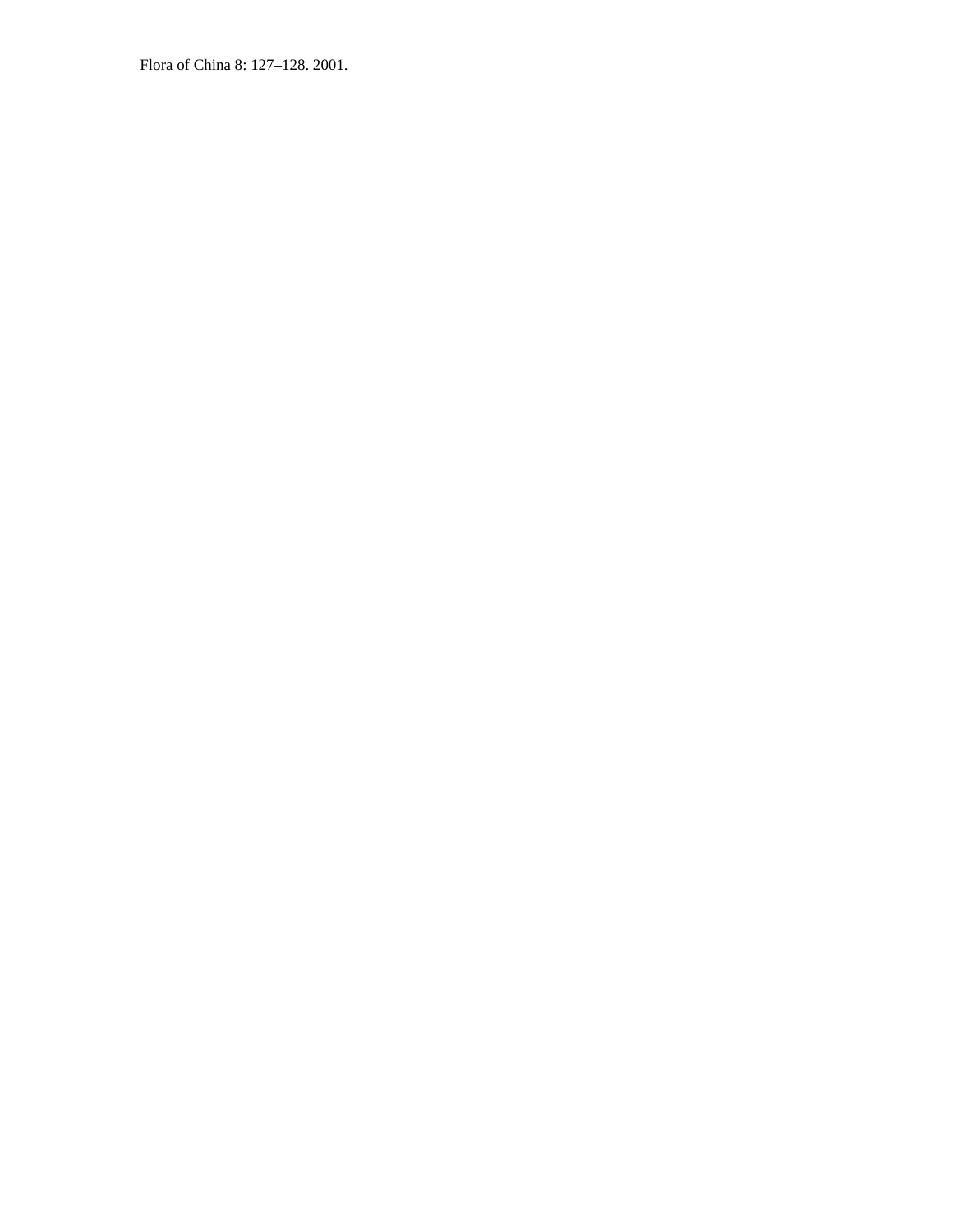Flora of China 8: 127–128. 2001.